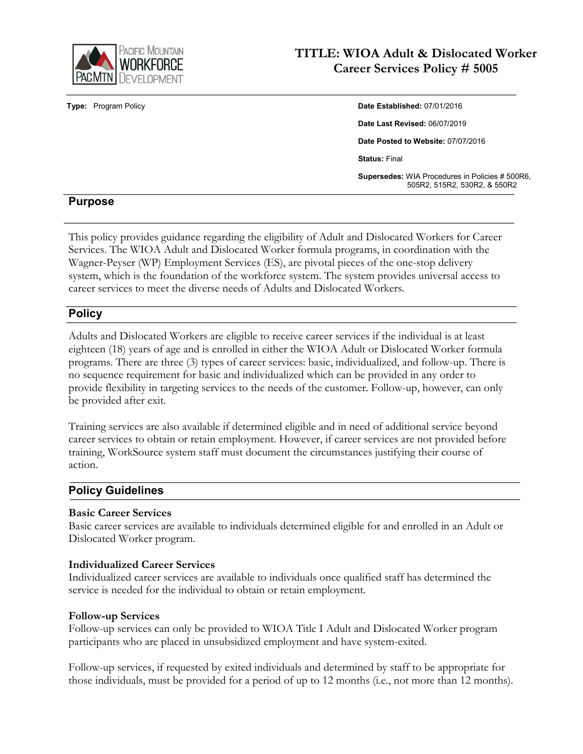# TITLE: WIOA Adult & Dislocated Worker Career Services Policy # 5005

**Type:** Program Policy

**Date Established:** 07/01/2016

**Date Last Revised:** 06/07/2019

**Date Posted to Website:** 07/07/2016

**Status:** Final

**Supersedes:** WIA Procedures in Policies # 500R6, 505R2, 515R2, 530R2, & 550R2

## Purpose

This policy provides guidance regarding the eligibility of Adult and Dislocated Workers for Career Services. The WIOA Adult and Dislocated Worker formula programs, in coordination with the Wagner-Peyser (WP) Employment Services (ES), are pivotal pieces of the one-stop delivery system, which is the foundation of the workforce system. The system provides universal access to career services to meet the diverse needs of Adults and Dislocated Workers.

## Policy

Adults and Dislocated Workers are eligible to receive career services if the individual is at least eighteen (18) years of age and is enrolled in either the WIOA Adult or Dislocated Worker formula programs. There are three (3) types of career services: basic, individualized, and follow-up. There is no sequence requirement for basic and individualized which can be provided in any order to provide flexibility in targeting services to the needs of the customer. Follow-up, however, can only be provided after exit.

Training services are also available if determined eligible and in need of additional service beyond career services to obtain or retain employment. However, if career services are not provided before training, WorkSource system staff must document the circumstances justifying their course of action.

## Policy Guidelines

### Basic Career Services

Basic career services are available to individuals determined eligible for and enrolled in an Adult or Dislocated Worker program.

### Individualized Career Services

Individualized career services are available to individuals once qualified staff has determined the service is needed for the individual to obtain or retain employment.

### Follow-up Services

Follow-up services can only be provided to WIOA Title I Adult and Dislocated Worker program participants who are placed in unsubsidized employment and have system-exited.

Follow-up services, if requested by exited individuals and determined by staff to be appropriate for those individuals, must be provided for a period of up to 12 months (i.e., not more than 12 months).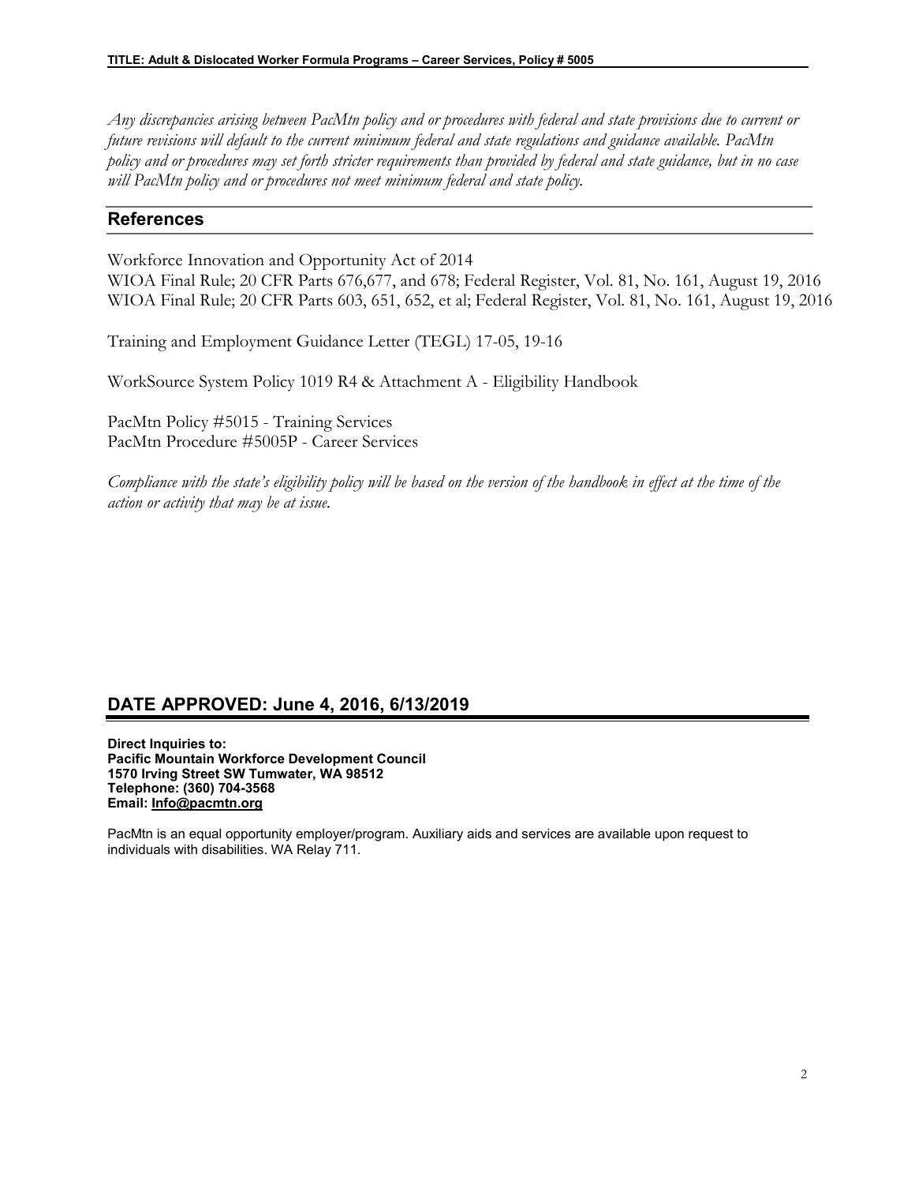*Any discrepancies arising between PacMtn policy and or procedures with federal and state provisions due to current or future revisions will default to the current minimum federal and state regulations and guidance available. PacMtn policy and or procedures may set forth stricter requirements than provided by federal and state guidance, but in no case will PacMtn policy and or procedures not meet minimum federal and state policy.*

## References

Workforce Innovation and Opportunity Act of 2014
WIOA Final Rule; 20 CFR Parts 676,677, and 678; Federal Register, Vol. 81, No. 161, August 19, 2016
WIOA Final Rule; 20 CFR Parts 603, 651, 652, et al; Federal Register, Vol. 81, No. 161, August 19, 2016

Training and Employment Guidance Letter (TEGL) 17-05, 19-16

WorkSource System Policy 1019 R4 & Attachment A - Eligibility Handbook

PacMtn Policy #5015 - Training Services
PacMtn Procedure #5005P - Career Services

*Compliance with the state's eligibility policy will be based on the version of the handbook in effect at the time of the action or activity that may be at issue.*

## DATE APPROVED: June 4, 2016, 6/13/2019

**Direct Inquiries to:**
**Pacific Mountain Workforce Development Council**
**1570 Irving Street SW Tumwater, WA 98512**
**Telephone: (360) 704-3568**
**Email: Info@pacmtn.org**

PacMtn is an equal opportunity employer/program. Auxiliary aids and services are available upon request to individuals with disabilities. WA Relay 711.